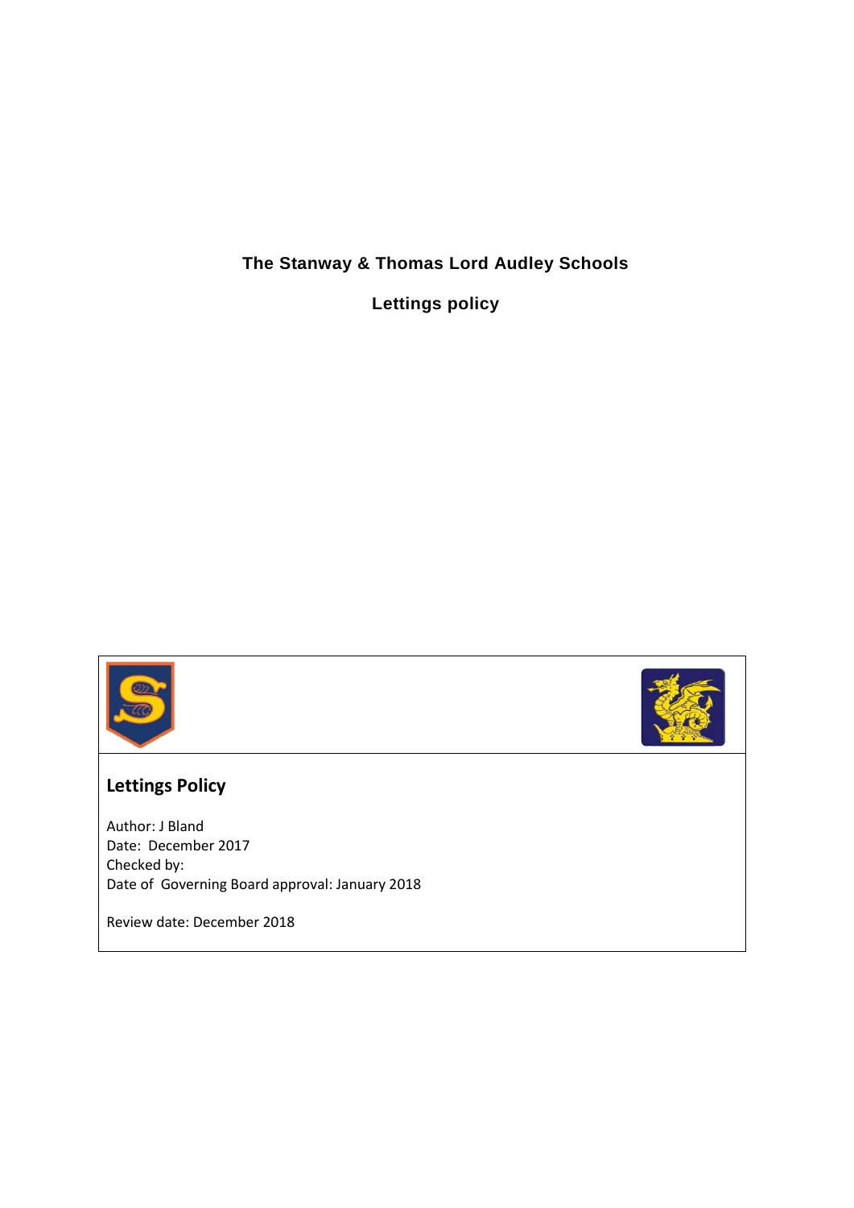# The Stanway & Thomas Lord Audley Schools

## Lettings policy

## Lettings Policy

Author: J Bland
Date: December 2017
Checked by:
Date of Governing Board approval: January 2018

Review date: December 2018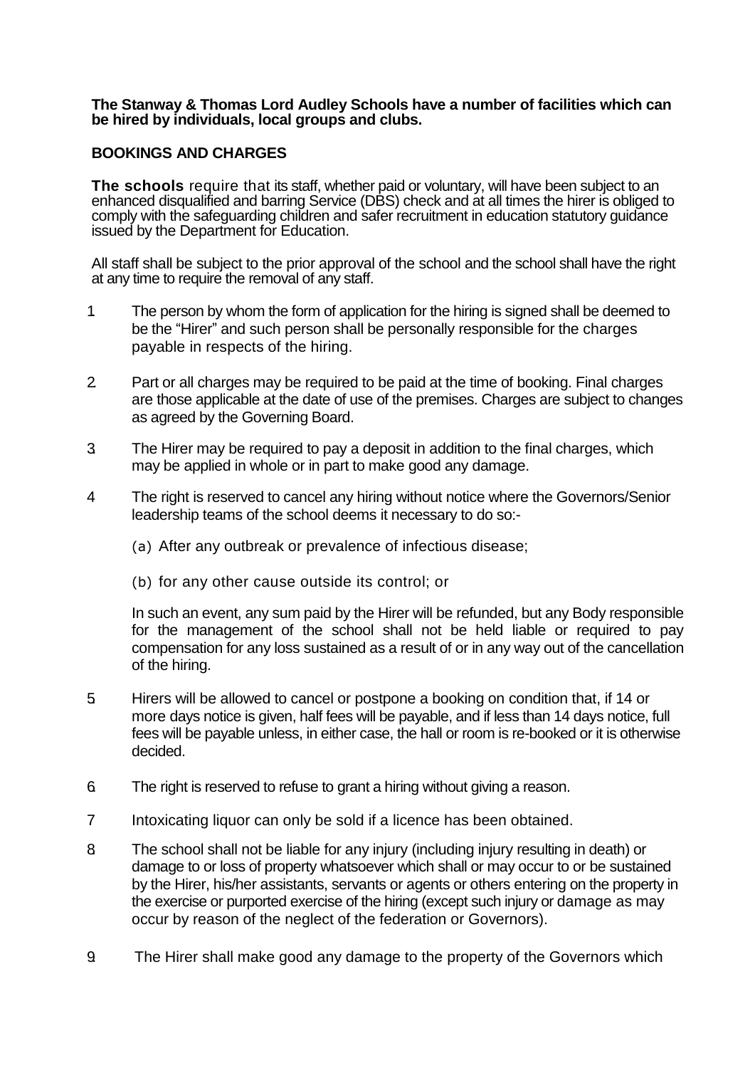**The Stanway & Thomas Lord Audley Schools have a number of facilities which can be hired by individuals, local groups and clubs.**

**BOOKINGS AND CHARGES**

**The schools** require that its staff, whether paid or voluntary, will have been subject to an enhanced disqualified and barring Service (DBS) check and at all times the hirer is obliged to comply with the safeguarding children and safer recruitment in education statutory guidance issued by the Department for Education.

All staff shall be subject to the prior approval of the school and the school shall have the right at any time to require the removal of any staff.

1. The person by whom the form of application for the hiring is signed shall be deemed to be the "Hirer" and such person shall be personally responsible for the charges payable in respects of the hiring.

2. Part or all charges may be required to be paid at the time of booking. Final charges are those applicable at the date of use of the premises. Charges are subject to changes as agreed by the Governing Board.

3. The Hirer may be required to pay a deposit in addition to the final charges, which may be applied in whole or in part to make good any damage.

4. The right is reserved to cancel any hiring without notice where the Governors/Senior leadership teams of the school deems it necessary to do so:-

   (a) After any outbreak or prevalence of infectious disease;

   (b) for any other cause outside its control; or

   In such an event, any sum paid by the Hirer will be refunded, but any Body responsible for the management of the school shall not be held liable or required to pay compensation for any loss sustained as a result of or in any way out of the cancellation of the hiring.

5. Hirers will be allowed to cancel or postpone a booking on condition that, if 14 or more days notice is given, half fees will be payable, and if less than 14 days notice, full fees will be payable unless, in either case, the hall or room is re-booked or it is otherwise decided.

6. The right is reserved to refuse to grant a hiring without giving a reason.

7. Intoxicating liquor can only be sold if a licence has been obtained.

8. The school shall not be liable for any injury (including injury resulting in death) or damage to or loss of property whatsoever which shall or may occur to or be sustained by the Hirer, his/her assistants, servants or agents or others entering on the property in the exercise or purported exercise of the hiring (except such injury or damage as may occur by reason of the neglect of the federation or Governors).

9. The Hirer shall make good any damage to the property of the Governors which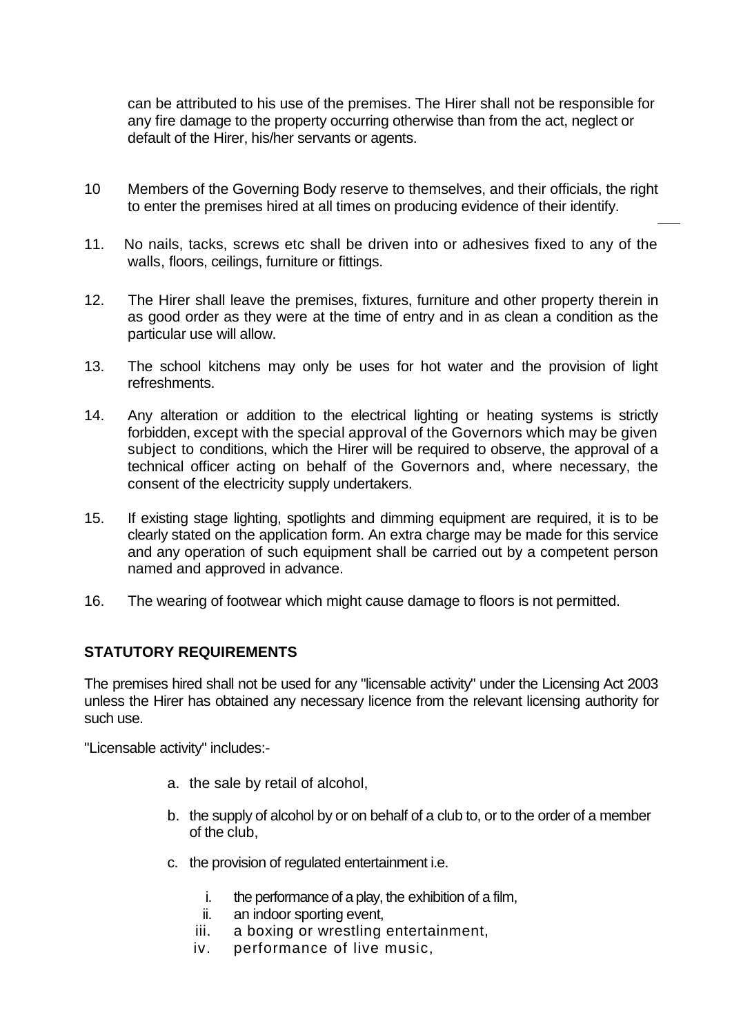can be attributed to his use of the premises. The Hirer shall not be responsible for any fire damage to the property occurring otherwise than from the act, neglect or default of the Hirer, his/her servants or agents.

10 Members of the Governing Body reserve to themselves, and their officials, the right to enter the premises hired at all times on producing evidence of their identify.

11. No nails, tacks, screws etc shall be driven into or adhesives fixed to any of the walls, floors, ceilings, furniture or fittings.

12. The Hirer shall leave the premises, fixtures, furniture and other property therein in as good order as they were at the time of entry and in as clean a condition as the particular use will allow.

13. The school kitchens may only be uses for hot water and the provision of light refreshments.

14. Any alteration or addition to the electrical lighting or heating systems is strictly forbidden, except with the special approval of the Governors which may be given subject to conditions, which the Hirer will be required to observe, the approval of a technical officer acting on behalf of the Governors and, where necessary, the consent of the electricity supply undertakers.

15. If existing stage lighting, spotlights and dimming equipment are required, it is to be clearly stated on the application form. An extra charge may be made for this service and any operation of such equipment shall be carried out by a competent person named and approved in advance.

16. The wearing of footwear which might cause damage to floors is not permitted.

## STATUTORY REQUIREMENTS

The premises hired shall not be used for any "licensable activity" under the Licensing Act 2003 unless the Hirer has obtained any necessary licence from the relevant licensing authority for such use.

"Licensable activity" includes:-

a. the sale by retail of alcohol,

b. the supply of alcohol by or on behalf of a club to, or to the order of a member of the club,

c. the provision of regulated entertainment i.e.

    i. the performance of a play, the exhibition of a film,
    ii. an indoor sporting event,
    iii. a boxing or wrestling entertainment,
    iv. performance of live music,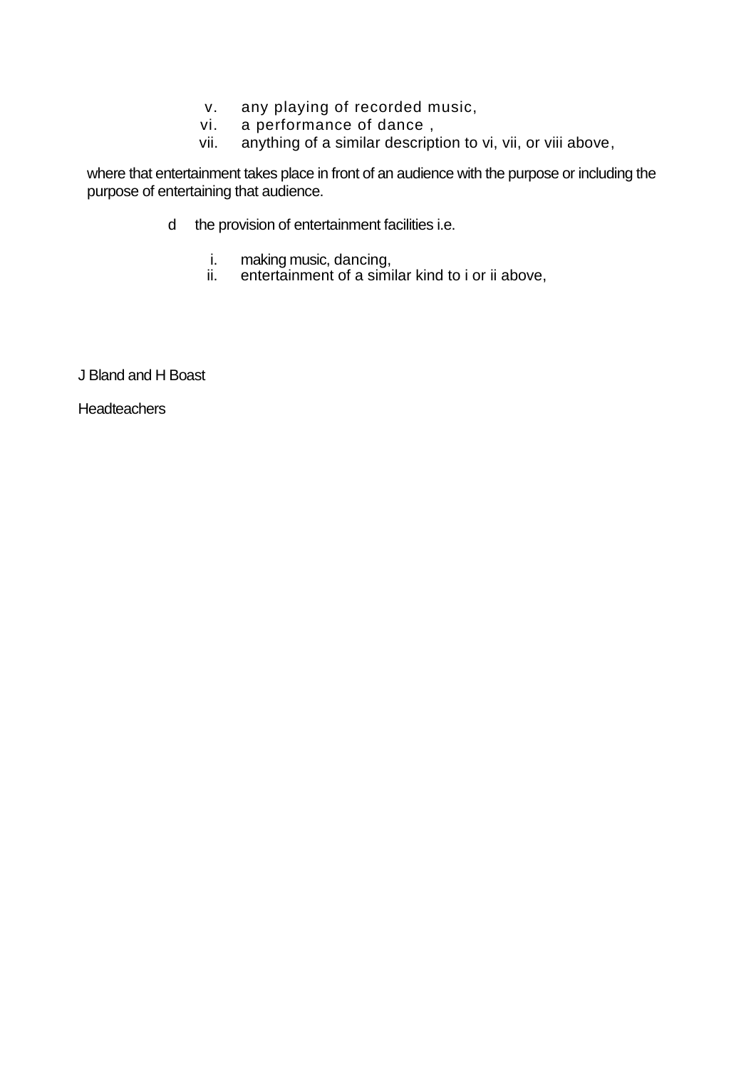v. any playing of recorded music,
vi. a performance of dance ,
vii. anything of a similar description to vi, vii, or viii above,

where that entertainment takes place in front of an audience with the purpose or including the purpose of entertaining that audience.

d the provision of entertainment facilities i.e.

i. making music, dancing,
ii. entertainment of a similar kind to i or ii above,

J Bland and H Boast

Headteachers